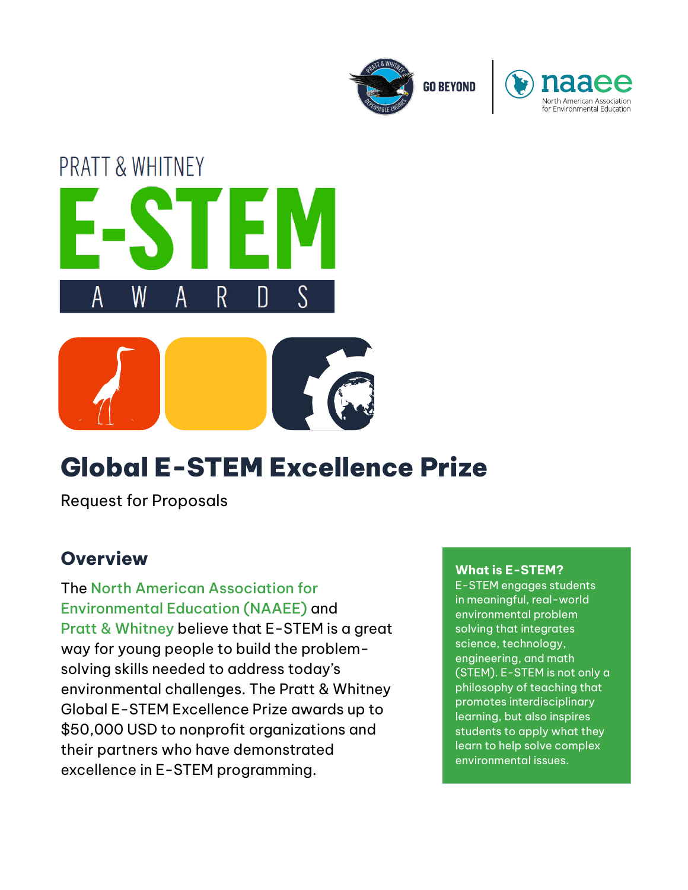GO BEYOND

naaee
North American Association for Environmental Education

PRATT & WHITNEY

# E-STEM AWARDS

## Global E-STEM Excellence Prize

Request for Proposals

### Overview

The North American Association for Environmental Education (NAAEE) and Pratt & Whitney believe that E-STEM is a great way for young people to build the problem-solving skills needed to address today's environmental challenges. The Pratt & Whitney Global E-STEM Excellence Prize awards up to $50,000 USD to nonprofit organizations and their partners who have demonstrated excellence in E-STEM programming.

**What is E-STEM?**
E-STEM engages students in meaningful, real-world environmental problem solving that integrates science, technology, engineering, and math (STEM). E-STEM is not only a philosophy of teaching that promotes interdisciplinary learning, but also inspires students to apply what they learn to help solve complex environmental issues.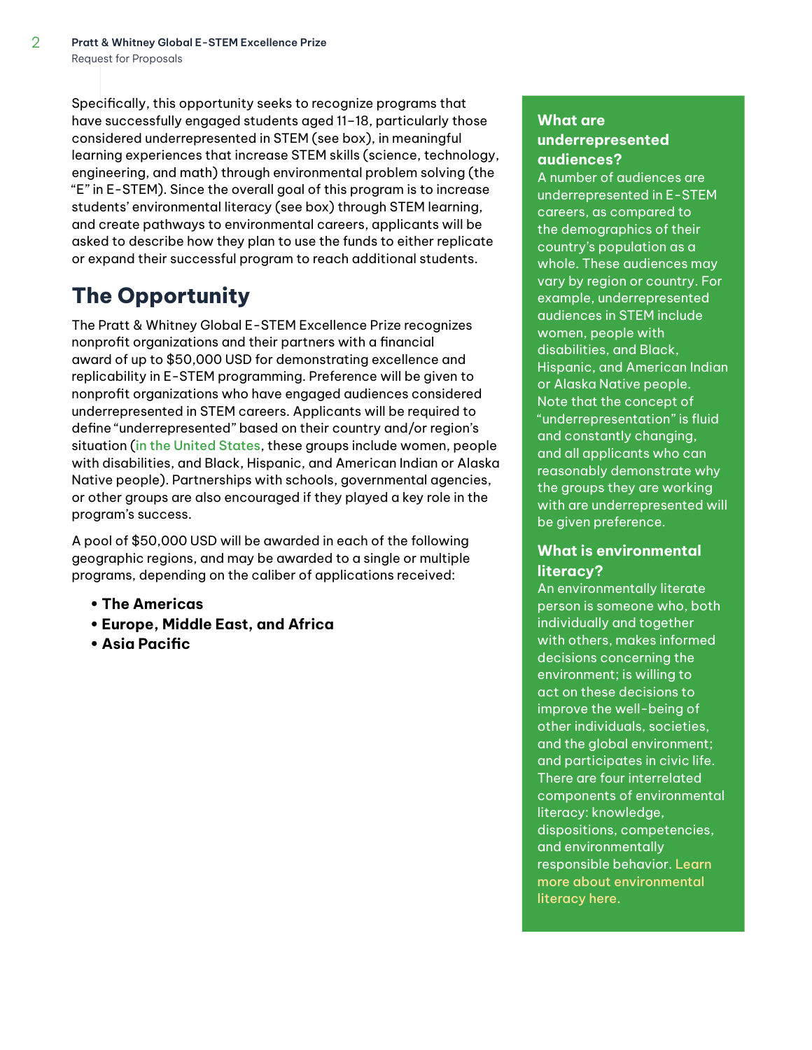Specifically, this opportunity seeks to recognize programs that have successfully engaged students aged 11–18, particularly those considered underrepresented in STEM (see box), in meaningful learning experiences that increase STEM skills (science, technology, engineering, and math) through environmental problem solving (the "E" in E-STEM). Since the overall goal of this program is to increase students' environmental literacy (see box) through STEM learning, and create pathways to environmental careers, applicants will be asked to describe how they plan to use the funds to either replicate or expand their successful program to reach additional students.

## The Opportunity

The Pratt & Whitney Global E-STEM Excellence Prize recognizes nonprofit organizations and their partners with a financial award of up to $50,000 USD for demonstrating excellence and replicability in E-STEM programming. Preference will be given to nonprofit organizations who have engaged audiences considered underrepresented in STEM careers. Applicants will be required to define "underrepresented" based on their country and/or region's situation (in the United States, these groups include women, people with disabilities, and Black, Hispanic, and American Indian or Alaska Native people). Partnerships with schools, governmental agencies, or other groups are also encouraged if they played a key role in the program's success.

A pool of $50,000 USD will be awarded in each of the following geographic regions, and may be awarded to a single or multiple programs, depending on the caliber of applications received:

- **The Americas**
- **Europe, Middle East, and Africa**
- **Asia Pacific**

### What are underrepresented audiences?

A number of audiences are underrepresented in E-STEM careers, as compared to the demographics of their country's population as a whole. These audiences may vary by region or country. For example, underrepresented audiences in STEM include women, people with disabilities, and Black, Hispanic, and American Indian or Alaska Native people. Note that the concept of "underrepresentation" is fluid and constantly changing, and all applicants who can reasonably demonstrate why the groups they are working with are underrepresented will be given preference.

### What is environmental literacy?

An environmentally literate person is someone who, both individually and together with others, makes informed decisions concerning the environment; is willing to act on these decisions to improve the well-being of other individuals, societies, and the global environment; and participates in civic life. There are four interrelated components of environmental literacy: knowledge, dispositions, competencies, and environmentally responsible behavior. Learn more about environmental literacy here.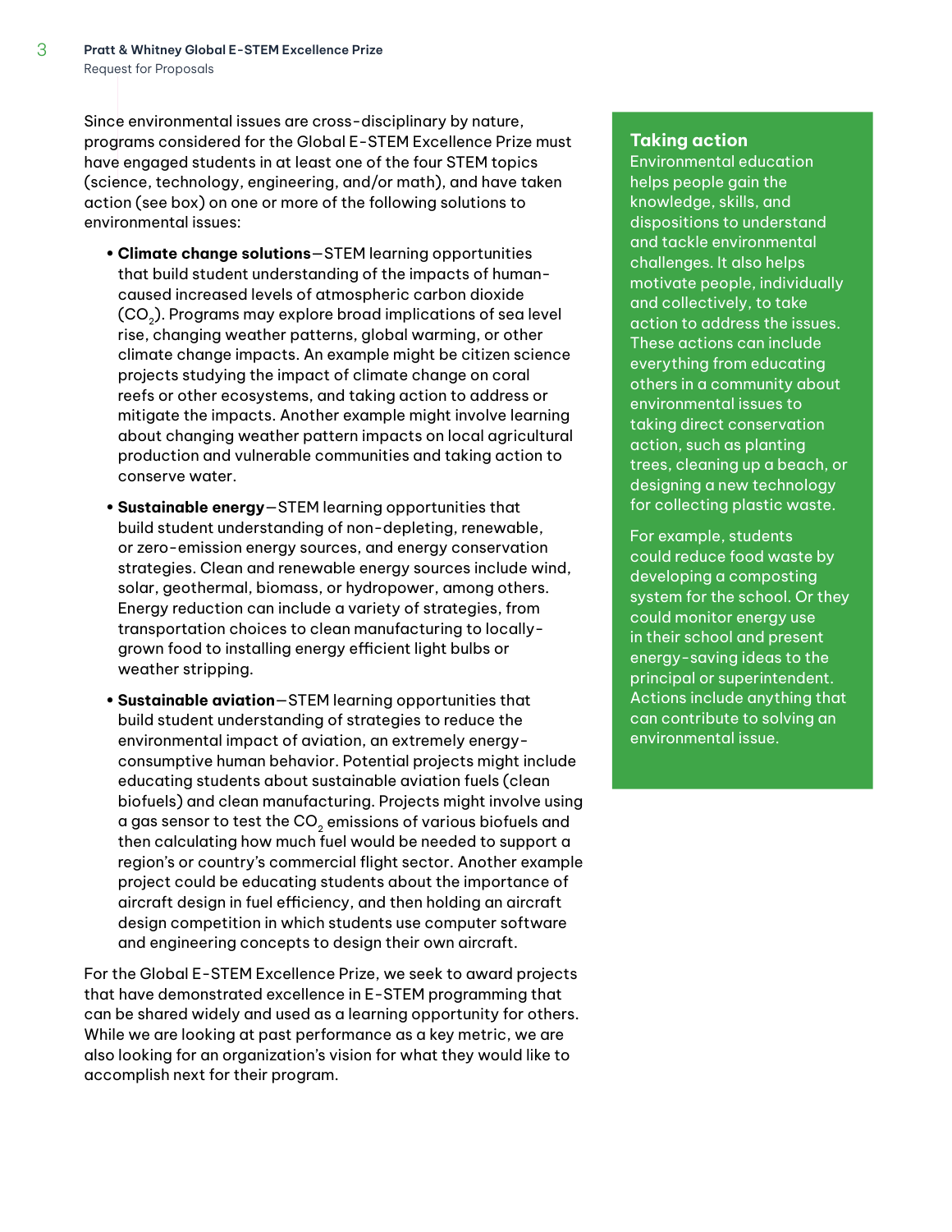Since environmental issues are cross-disciplinary by nature, programs considered for the Global E-STEM Excellence Prize must have engaged students in at least one of the four STEM topics (science, technology, engineering, and/or math), and have taken action (see box) on one or more of the following solutions to environmental issues:

- **Climate change solutions**—STEM learning opportunities that build student understanding of the impacts of human-caused increased levels of atmospheric carbon dioxide ($CO_2$). Programs may explore broad implications of sea level rise, changing weather patterns, global warming, or other climate change impacts. An example might be citizen science projects studying the impact of climate change on coral reefs or other ecosystems, and taking action to address or mitigate the impacts. Another example might involve learning about changing weather pattern impacts on local agricultural production and vulnerable communities and taking action to conserve water.
- **Sustainable energy**—STEM learning opportunities that build student understanding of non-depleting, renewable, or zero-emission energy sources, and energy conservation strategies. Clean and renewable energy sources include wind, solar, geothermal, biomass, or hydropower, among others. Energy reduction can include a variety of strategies, from transportation choices to clean manufacturing to locally-grown food to installing energy efficient light bulbs or weather stripping.
- **Sustainable aviation**—STEM learning opportunities that build student understanding of strategies to reduce the environmental impact of aviation, an extremely energy-consumptive human behavior. Potential projects might include educating students about sustainable aviation fuels (clean biofuels) and clean manufacturing. Projects might involve using a gas sensor to test the $CO_2$ emissions of various biofuels and then calculating how much fuel would be needed to support a region's or country's commercial flight sector. Another example project could be educating students about the importance of aircraft design in fuel efficiency, and then holding an aircraft design competition in which students use computer software and engineering concepts to design their own aircraft.

For the Global E-STEM Excellence Prize, we seek to award projects that have demonstrated excellence in E-STEM programming that can be shared widely and used as a learning opportunity for others. While we are looking at past performance as a key metric, we are also looking for an organization's vision for what they would like to accomplish next for their program.

### Taking action

Environmental education helps people gain the knowledge, skills, and dispositions to understand and tackle environmental challenges. It also helps motivate people, individually and collectively, to take action to address the issues. These actions can include everything from educating others in a community about environmental issues to taking direct conservation action, such as planting trees, cleaning up a beach, or designing a new technology for collecting plastic waste.

For example, students could reduce food waste by developing a composting system for the school. Or they could monitor energy use in their school and present energy-saving ideas to the principal or superintendent. Actions include anything that can contribute to solving an environmental issue.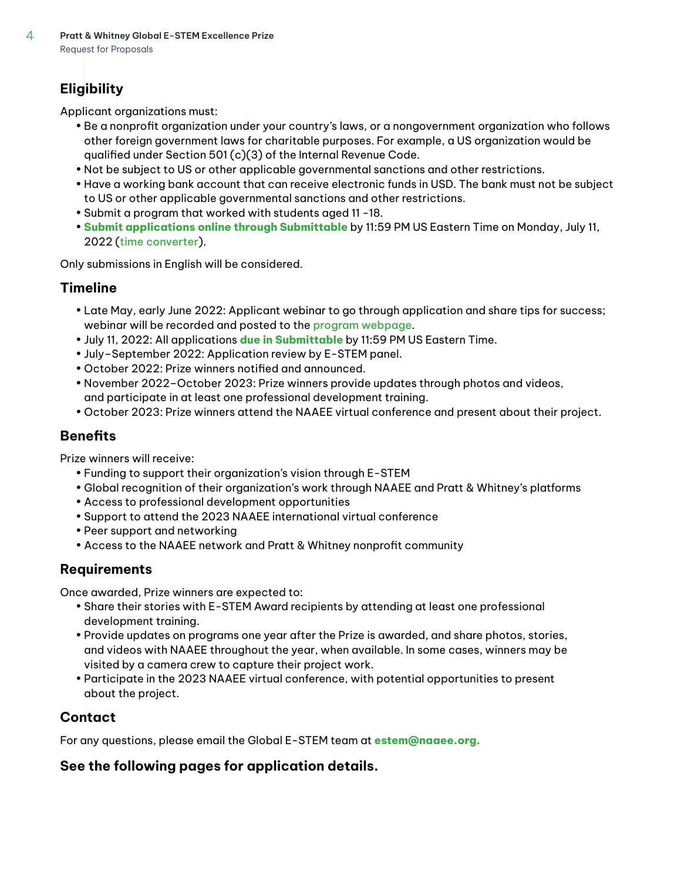## Eligibility

Applicant organizations must:

- Be a nonprofit organization under your country's laws, or a nongovernment organization who follows other foreign government laws for charitable purposes. For example, a US organization would be qualified under Section 501 (c)(3) of the Internal Revenue Code.
- Not be subject to US or other applicable governmental sanctions and other restrictions.
- Have a working bank account that can receive electronic funds in USD. The bank must not be subject to US or other applicable governmental sanctions and other restrictions.
- Submit a program that worked with students aged 11 -18.
- **Submit applications online through Submittable** by 11:59 PM US Eastern Time on Monday, July 11, 2022 (time converter).

Only submissions in English will be considered.

## Timeline

- Late May, early June 2022: Applicant webinar to go through application and share tips for success; webinar will be recorded and posted to the program webpage.
- July 11, 2022: All applications **due in Submittable** by 11:59 PM US Eastern Time.
- July–September 2022: Application review by E-STEM panel.
- October 2022: Prize winners notified and announced.
- November 2022–October 2023: Prize winners provide updates through photos and videos, and participate in at least one professional development training.
- October 2023: Prize winners attend the NAAEE virtual conference and present about their project.

## Benefits

Prize winners will receive:

- Funding to support their organization's vision through E-STEM
- Global recognition of their organization's work through NAAEE and Pratt & Whitney's platforms
- Access to professional development opportunities
- Support to attend the 2023 NAAEE international virtual conference
- Peer support and networking
- Access to the NAAEE network and Pratt & Whitney nonprofit community

## Requirements

Once awarded, Prize winners are expected to:

- Share their stories with E-STEM Award recipients by attending at least one professional development training.
- Provide updates on programs one year after the Prize is awarded, and share photos, stories, and videos with NAAEE throughout the year, when available. In some cases, winners may be visited by a camera crew to capture their project work.
- Participate in the 2023 NAAEE virtual conference, with potential opportunities to present about the project.

## Contact

For any questions, please email the Global E-STEM team at **estem@naaee.org.**

## See the following pages for application details.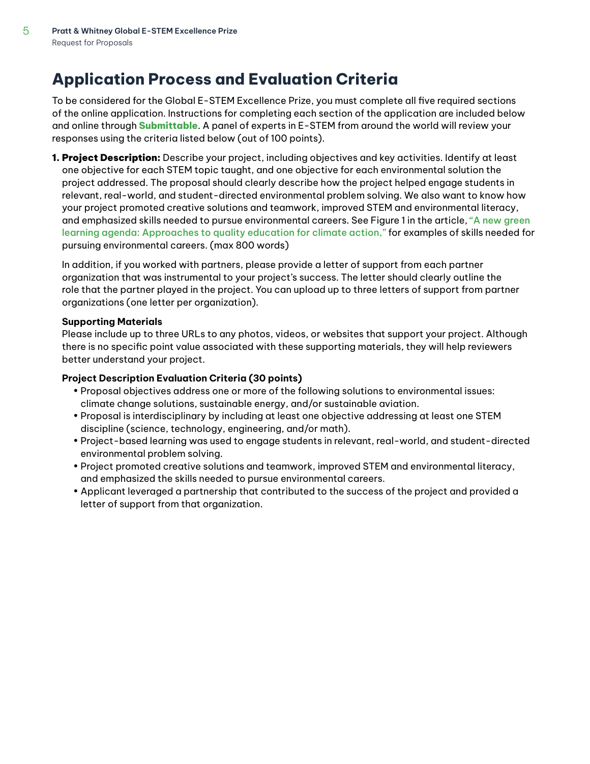# Application Process and Evaluation Criteria

To be considered for the Global E-STEM Excellence Prize, you must complete all five required sections of the online application. Instructions for completing each section of the application are included below and online through **Submittable**. A panel of experts in E-STEM from around the world will review your responses using the criteria listed below (out of 100 points).

1. **Project Description:** Describe your project, including objectives and key activities. Identify at least one objective for each STEM topic taught, and one objective for each environmental solution the project addressed. The proposal should clearly describe how the project helped engage students in relevant, real-world, and student-directed environmental problem solving. We also want to know how your project promoted creative solutions and teamwork, improved STEM and environmental literacy, and emphasized skills needed to pursue environmental careers. See Figure 1 in the article, "A new green learning agenda: Approaches to quality education for climate action," for examples of skills needed for pursuing environmental careers. (max 800 words)

   In addition, if you worked with partners, please provide a letter of support from each partner organization that was instrumental to your project's success. The letter should clearly outline the role that the partner played in the project. You can upload up to three letters of support from partner organizations (one letter per organization).

   **Supporting Materials**
   Please include up to three URLs to any photos, videos, or websites that support your project. Although there is no specific point value associated with these supporting materials, they will help reviewers better understand your project.

   **Project Description Evaluation Criteria (30 points)**

   - Proposal objectives address one or more of the following solutions to environmental issues: climate change solutions, sustainable energy, and/or sustainable aviation.
   - Proposal is interdisciplinary by including at least one objective addressing at least one STEM discipline (science, technology, engineering, and/or math).
   - Project-based learning was used to engage students in relevant, real-world, and student-directed environmental problem solving.
   - Project promoted creative solutions and teamwork, improved STEM and environmental literacy, and emphasized the skills needed to pursue environmental careers.
   - Applicant leveraged a partnership that contributed to the success of the project and provided a letter of support from that organization.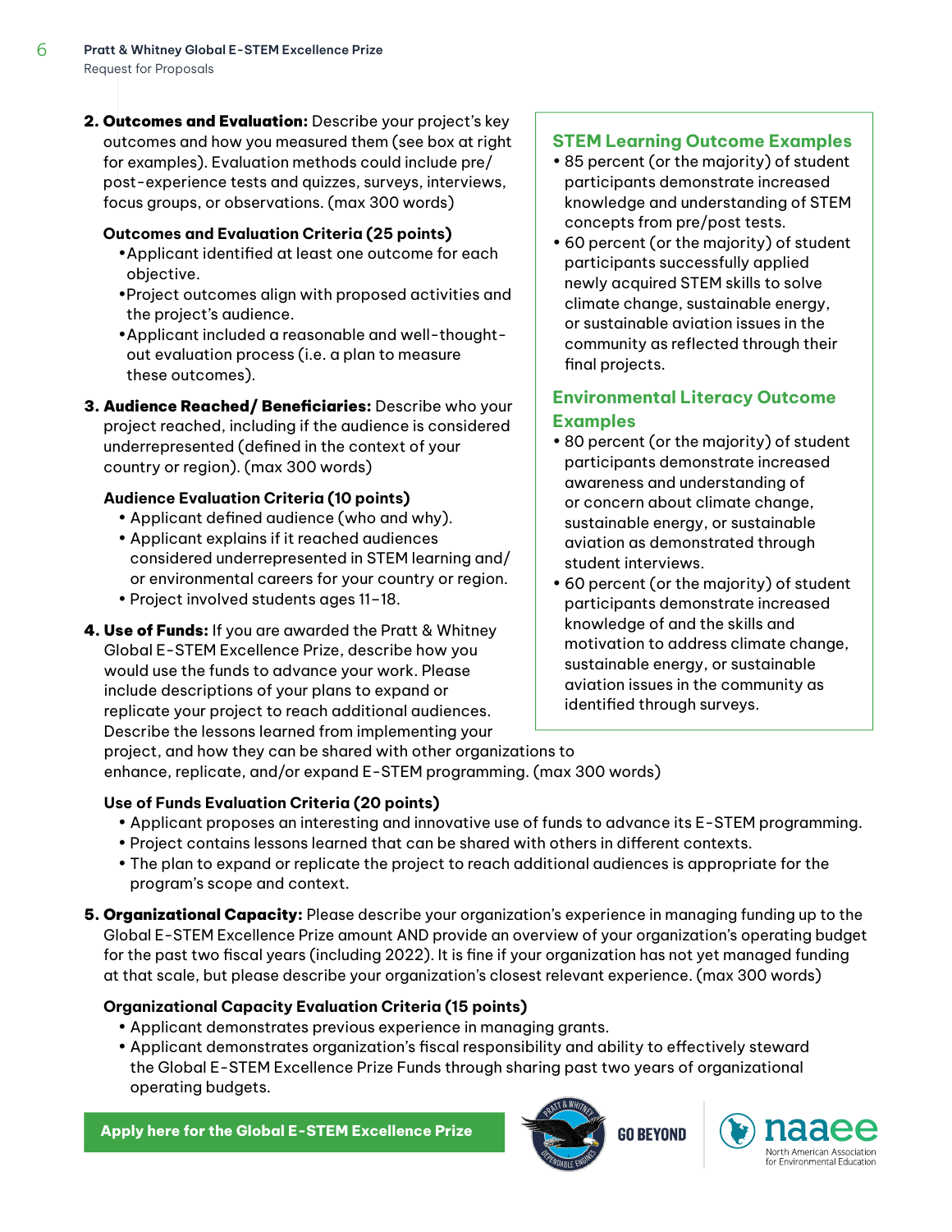2. **Outcomes and Evaluation:** Describe your project's key outcomes and how you measured them (see box at right for examples). Evaluation methods could include pre/post-experience tests and quizzes, surveys, interviews, focus groups, or observations. (max 300 words)

   **Outcomes and Evaluation Criteria (25 points)**
   - Applicant identified at least one outcome for each objective.
   - Project outcomes align with proposed activities and the project's audience.
   - Applicant included a reasonable and well-thought-out evaluation process (i.e. a plan to measure these outcomes).

3. **Audience Reached/ Beneficiaries:** Describe who your project reached, including if the audience is considered underrepresented (defined in the context of your country or region). (max 300 words)

   **Audience Evaluation Criteria (10 points)**
   - Applicant defined audience (who and why).
   - Applicant explains if it reached audiences considered underrepresented in STEM learning and/or environmental careers for your country or region.
   - Project involved students ages 11–18.

4. **Use of Funds:** If you are awarded the Pratt & Whitney Global E-STEM Excellence Prize, describe how you would use the funds to advance your work. Please include descriptions of your plans to expand or replicate your project to reach additional audiences. Describe the lessons learned from implementing your project, and how they can be shared with other organizations to enhance, replicate, and/or expand E-STEM programming. (max 300 words)

   **Use of Funds Evaluation Criteria (20 points)**
   - Applicant proposes an interesting and innovative use of funds to advance its E-STEM programming.
   - Project contains lessons learned that can be shared with others in different contexts.
   - The plan to expand or replicate the project to reach additional audiences is appropriate for the program's scope and context.

5. **Organizational Capacity:** Please describe your organization's experience in managing funding up to the Global E-STEM Excellence Prize amount AND provide an overview of your organization's operating budget for the past two fiscal years (including 2022). It is fine if your organization has not yet managed funding at that scale, but please describe your organization's closest relevant experience. (max 300 words)

   **Organizational Capacity Evaluation Criteria (15 points)**
   - Applicant demonstrates previous experience in managing grants.
   - Applicant demonstrates organization's fiscal responsibility and ability to effectively steward the Global E-STEM Excellence Prize Funds through sharing past two years of organizational operating budgets.

### STEM Learning Outcome Examples

- 85 percent (or the majority) of student participants demonstrate increased knowledge and understanding of STEM concepts from pre/post tests.
- 60 percent (or the majority) of student participants successfully applied newly acquired STEM skills to solve climate change, sustainable energy, or sustainable aviation issues in the community as reflected through their final projects.

### Environmental Literacy Outcome Examples

- 80 percent (or the majority) of student participants demonstrate increased awareness and understanding of or concern about climate change, sustainable energy, or sustainable aviation as demonstrated through student interviews.
- 60 percent (or the majority) of student participants demonstrate increased knowledge of and the skills and motivation to address climate change, sustainable energy, or sustainable aviation issues in the community as identified through surveys.

**Apply here for the Global E-STEM Excellence Prize**

GO BEYOND

naaee
North American Association for Environmental Education